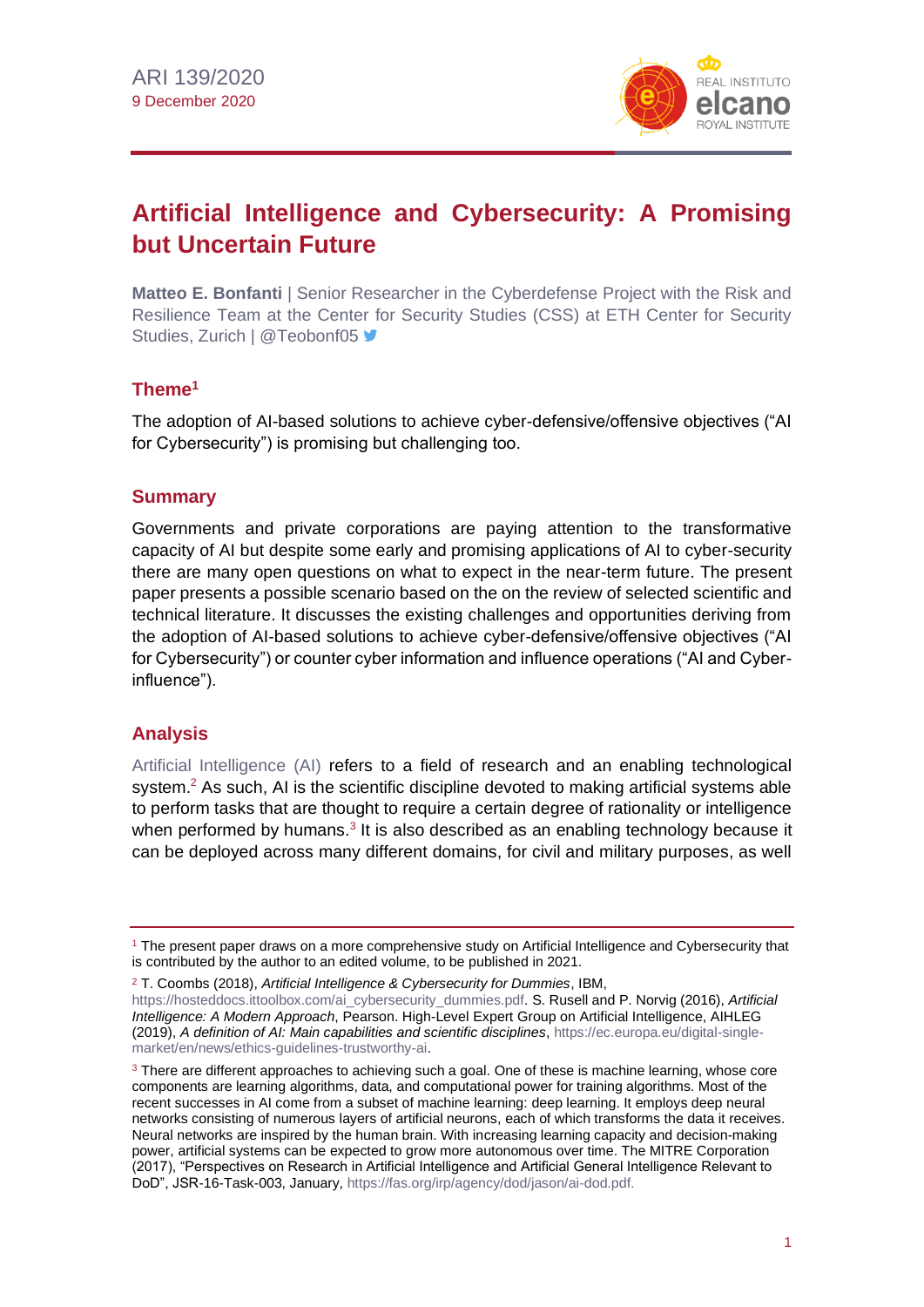ARI 139/2020
9 December 2020

# Artificial Intelligence and Cybersecurity: A Promising but Uncertain Future

**Matteo E. Bonfanti** | Senior Researcher in the Cyberdefense Project with the Risk and Resilience Team at the Center for Security Studies (CSS) at ETH Center for Security Studies, Zurich | @Teobonf05

## Theme[1]

The adoption of AI-based solutions to achieve cyber-defensive/offensive objectives ("AI for Cybersecurity") is promising but challenging too.

## Summary

Governments and private corporations are paying attention to the transformative capacity of AI but despite some early and promising applications of AI to cyber-security there are many open questions on what to expect in the near-term future. The present paper presents a possible scenario based on the on the review of selected scientific and technical literature. It discusses the existing challenges and opportunities deriving from the adoption of AI-based solutions to achieve cyber-defensive/offensive objectives ("AI for Cybersecurity") or counter cyber information and influence operations ("AI and Cyber-influence").

## Analysis

Artificial Intelligence (AI) refers to a field of research and an enabling technological system.[2] As such, AI is the scientific discipline devoted to making artificial systems able to perform tasks that are thought to require a certain degree of rationality or intelligence when performed by humans.[3] It is also described as an enabling technology because it can be deployed across many different domains, for civil and military purposes, as well

---

[1] The present paper draws on a more comprehensive study on Artificial Intelligence and Cybersecurity that is contributed by the author to an edited volume, to be published in 2021.

[2] T. Coombs (2018), *Artificial Intelligence & Cybersecurity for Dummies*, IBM, https://hosteddocs.ittoolbox.com/ai_cybersecurity_dummies.pdf. S. Rusell and P. Norvig (2016), *Artificial Intelligence: A Modern Approach*, Pearson. High-Level Expert Group on Artificial Intelligence, AIHLEG (2019), *A definition of AI: Main capabilities and scientific disciplines*, https://ec.europa.eu/digital-single-market/en/news/ethics-guidelines-trustworthy-ai.

[3] There are different approaches to achieving such a goal. One of these is machine learning, whose core components are learning algorithms, data, and computational power for training algorithms. Most of the recent successes in AI come from a subset of machine learning: deep learning. It employs deep neural networks consisting of numerous layers of artificial neurons, each of which transforms the data it receives. Neural networks are inspired by the human brain. With increasing learning capacity and decision-making power, artificial systems can be expected to grow more autonomous over time. The MITRE Corporation (2017), "Perspectives on Research in Artificial Intelligence and Artificial General Intelligence Relevant to DoD", JSR-16-Task-003, January, https://fas.org/irp/agency/dod/jason/ai-dod.pdf.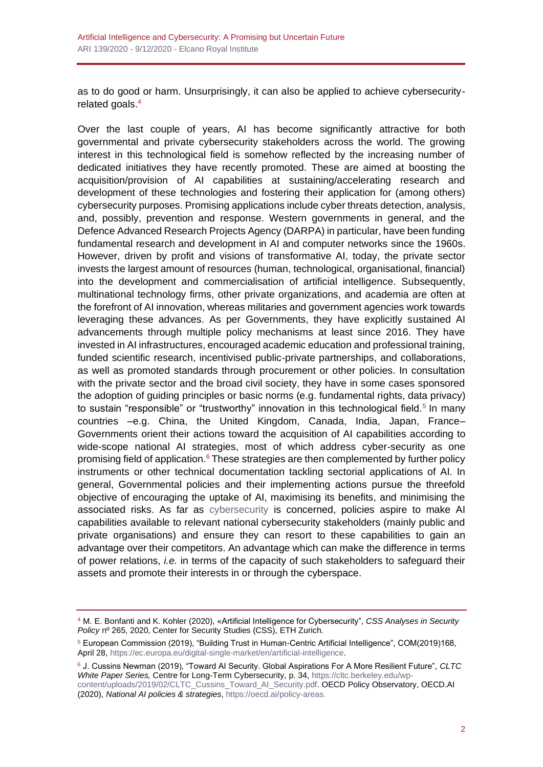as to do good or harm. Unsurprisingly, it can also be applied to achieve cybersecurity-related goals.[4]

Over the last couple of years, AI has become significantly attractive for both governmental and private cybersecurity stakeholders across the world. The growing interest in this technological field is somehow reflected by the increasing number of dedicated initiatives they have recently promoted. These are aimed at boosting the acquisition/provision of AI capabilities at sustaining/accelerating research and development of these technologies and fostering their application for (among others) cybersecurity purposes. Promising applications include cyber threats detection, analysis, and, possibly, prevention and response. Western governments in general, and the Defence Advanced Research Projects Agency (DARPA) in particular, have been funding fundamental research and development in AI and computer networks since the 1960s. However, driven by profit and visions of transformative AI, today, the private sector invests the largest amount of resources (human, technological, organisational, financial) into the development and commercialisation of artificial intelligence. Subsequently, multinational technology firms, other private organizations, and academia are often at the forefront of AI innovation, whereas militaries and government agencies work towards leveraging these advances. As per Governments, they have explicitly sustained AI advancements through multiple policy mechanisms at least since 2016. They have invested in AI infrastructures, encouraged academic education and professional training, funded scientific research, incentivised public-private partnerships, and collaborations, as well as promoted standards through procurement or other policies. In consultation with the private sector and the broad civil society, they have in some cases sponsored the adoption of guiding principles or basic norms (e.g. fundamental rights, data privacy) to sustain "responsible" or "trustworthy" innovation in this technological field.[5] In many countries –e.g. China, the United Kingdom, Canada, India, Japan, France– Governments orient their actions toward the acquisition of AI capabilities according to wide-scope national AI strategies, most of which address cyber-security as one promising field of application.[6] These strategies are then complemented by further policy instruments or other technical documentation tackling sectorial applications of AI. In general, Governmental policies and their implementing actions pursue the threefold objective of encouraging the uptake of AI, maximising its benefits, and minimising the associated risks. As far as cybersecurity is concerned, policies aspire to make AI capabilities available to relevant national cybersecurity stakeholders (mainly public and private organisations) and ensure they can resort to these capabilities to gain an advantage over their competitors. An advantage which can make the difference in terms of power relations, *i.e.* in terms of the capacity of such stakeholders to safeguard their assets and promote their interests in or through the cyberspace.

---

[4] M. E. Bonfanti and K. Kohler (2020), «Artificial Intelligence for Cybersecurity", *CSS Analyses in Security Policy* nº 265, 2020, Center for Security Studies (CSS), ETH Zurich.

[5] European Commission (2019), "Building Trust in Human-Centric Artificial Intelligence", COM(2019)168, April 28, https://ec.europa.eu/digital-single-market/en/artificial-intelligence.

[6] J. Cussins Newman (2019), "Toward AI Security. Global Aspirations For A More Resilient Future", *CLTC White Paper Series,* Centre for Long-Term Cybersecurity, p. 34, https://cltc.berkeley.edu/wp-content/uploads/2019/02/CLTC_Cussins_Toward_AI_Security.pdf. OECD Policy Observatory, OECD.AI (2020), *National AI policies & strategies*, https://oecd.ai/policy-areas.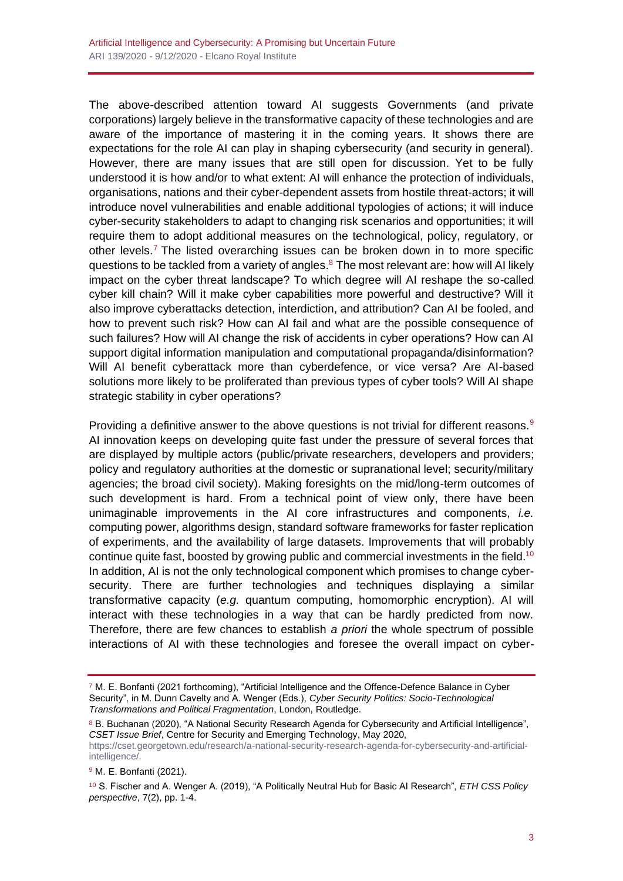The above-described attention toward AI suggests Governments (and private corporations) largely believe in the transformative capacity of these technologies and are aware of the importance of mastering it in the coming years. It shows there are expectations for the role AI can play in shaping cybersecurity (and security in general). However, there are many issues that are still open for discussion. Yet to be fully understood it is how and/or to what extent: AI will enhance the protection of individuals, organisations, nations and their cyber-dependent assets from hostile threat-actors; it will introduce novel vulnerabilities and enable additional typologies of actions; it will induce cyber-security stakeholders to adapt to changing risk scenarios and opportunities; it will require them to adopt additional measures on the technological, policy, regulatory, or other levels.[7] The listed overarching issues can be broken down in to more specific questions to be tackled from a variety of angles.[8] The most relevant are: how will AI likely impact on the cyber threat landscape? To which degree will AI reshape the so-called cyber kill chain? Will it make cyber capabilities more powerful and destructive? Will it also improve cyberattacks detection, interdiction, and attribution? Can AI be fooled, and how to prevent such risk? How can AI fail and what are the possible consequence of such failures? How will AI change the risk of accidents in cyber operations? How can AI support digital information manipulation and computational propaganda/disinformation? Will AI benefit cyberattack more than cyberdefence, or vice versa? Are AI-based solutions more likely to be proliferated than previous types of cyber tools? Will AI shape strategic stability in cyber operations?

Providing a definitive answer to the above questions is not trivial for different reasons.[9] AI innovation keeps on developing quite fast under the pressure of several forces that are displayed by multiple actors (public/private researchers, developers and providers; policy and regulatory authorities at the domestic or supranational level; security/military agencies; the broad civil society). Making foresights on the mid/long-term outcomes of such development is hard. From a technical point of view only, there have been unimaginable improvements in the AI core infrastructures and components, *i.e.* computing power, algorithms design, standard software frameworks for faster replication of experiments, and the availability of large datasets. Improvements that will probably continue quite fast, boosted by growing public and commercial investments in the field.[10] In addition, AI is not the only technological component which promises to change cyber-security. There are further technologies and techniques displaying a similar transformative capacity (*e.g.* quantum computing, homomorphic encryption). AI will interact with these technologies in a way that can be hardly predicted from now. Therefore, there are few chances to establish *a priori* the whole spectrum of possible interactions of AI with these technologies and foresee the overall impact on cyber-

---

[7] M. E. Bonfanti (2021 forthcoming), "Artificial Intelligence and the Offence-Defence Balance in Cyber Security", in M. Dunn Cavelty and A. Wenger (Eds.), *Cyber Security Politics: Socio-Technological Transformations and Political Fragmentation*, London, Routledge.

[8] B. Buchanan (2020), "A National Security Research Agenda for Cybersecurity and Artificial Intelligence", *CSET Issue Brief*, Centre for Security and Emerging Technology, May 2020, https://cset.georgetown.edu/research/a-national-security-research-agenda-for-cybersecurity-and-artificial-intelligence/.

[9] M. E. Bonfanti (2021).

[10] S. Fischer and A. Wenger A. (2019), "A Politically Neutral Hub for Basic AI Research", *ETH CSS Policy perspective*, 7(2), pp. 1-4.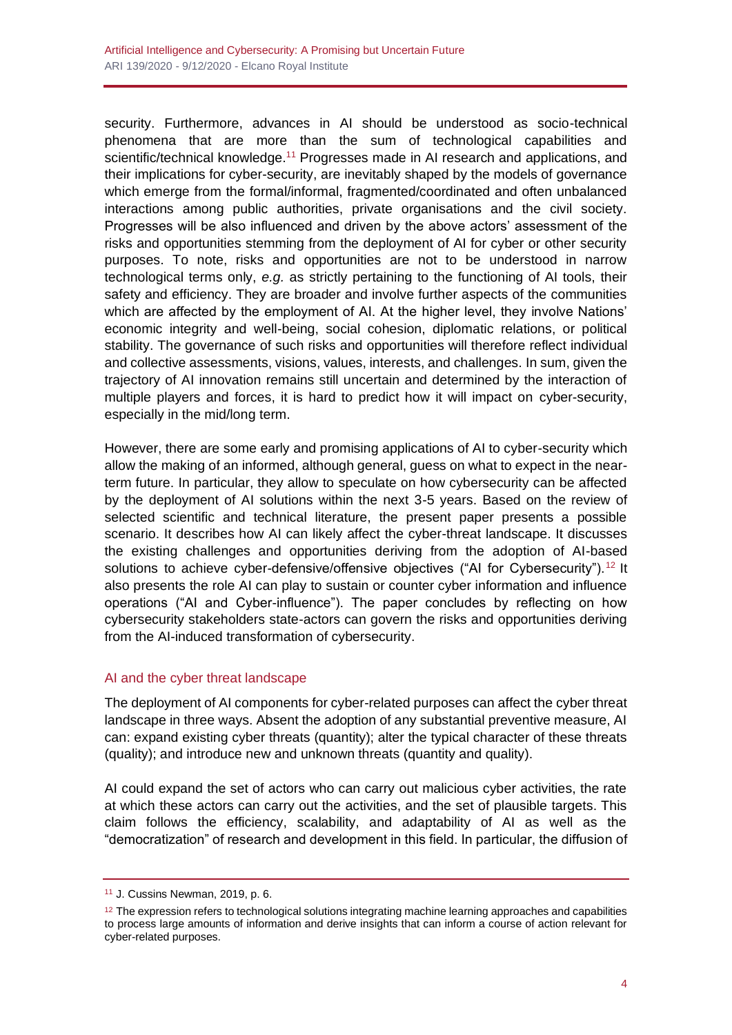security. Furthermore, advances in AI should be understood as socio-technical phenomena that are more than the sum of technological capabilities and scientific/technical knowledge.[11] Progresses made in AI research and applications, and their implications for cyber-security, are inevitably shaped by the models of governance which emerge from the formal/informal, fragmented/coordinated and often unbalanced interactions among public authorities, private organisations and the civil society. Progresses will be also influenced and driven by the above actors' assessment of the risks and opportunities stemming from the deployment of AI for cyber or other security purposes. To note, risks and opportunities are not to be understood in narrow technological terms only, *e.g.* as strictly pertaining to the functioning of AI tools, their safety and efficiency. They are broader and involve further aspects of the communities which are affected by the employment of AI. At the higher level, they involve Nations' economic integrity and well-being, social cohesion, diplomatic relations, or political stability. The governance of such risks and opportunities will therefore reflect individual and collective assessments, visions, values, interests, and challenges. In sum, given the trajectory of AI innovation remains still uncertain and determined by the interaction of multiple players and forces, it is hard to predict how it will impact on cyber-security, especially in the mid/long term.

However, there are some early and promising applications of AI to cyber-security which allow the making of an informed, although general, guess on what to expect in the near-term future. In particular, they allow to speculate on how cybersecurity can be affected by the deployment of AI solutions within the next 3-5 years. Based on the review of selected scientific and technical literature, the present paper presents a possible scenario. It describes how AI can likely affect the cyber-threat landscape. It discusses the existing challenges and opportunities deriving from the adoption of AI-based solutions to achieve cyber-defensive/offensive objectives ("AI for Cybersecurity").[12] It also presents the role AI can play to sustain or counter cyber information and influence operations ("AI and Cyber-influence"). The paper concludes by reflecting on how cybersecurity stakeholders state-actors can govern the risks and opportunities deriving from the AI-induced transformation of cybersecurity.

## AI and the cyber threat landscape

The deployment of AI components for cyber-related purposes can affect the cyber threat landscape in three ways. Absent the adoption of any substantial preventive measure, AI can: expand existing cyber threats (quantity); alter the typical character of these threats (quality); and introduce new and unknown threats (quantity and quality).

AI could expand the set of actors who can carry out malicious cyber activities, the rate at which these actors can carry out the activities, and the set of plausible targets. This claim follows the efficiency, scalability, and adaptability of AI as well as the "democratization" of research and development in this field. In particular, the diffusion of

---

[11] J. Cussins Newman, 2019, p. 6.

[12] The expression refers to technological solutions integrating machine learning approaches and capabilities to process large amounts of information and derive insights that can inform a course of action relevant for cyber-related purposes.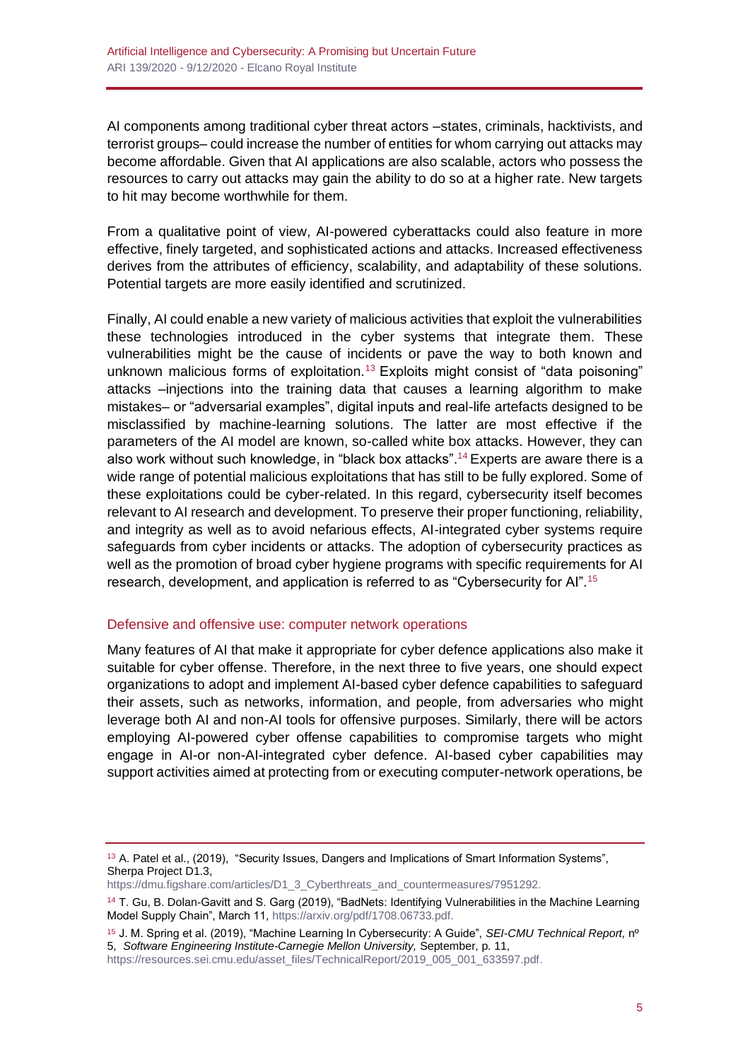AI components among traditional cyber threat actors –states, criminals, hacktivists, and terrorist groups– could increase the number of entities for whom carrying out attacks may become affordable. Given that AI applications are also scalable, actors who possess the resources to carry out attacks may gain the ability to do so at a higher rate. New targets to hit may become worthwhile for them.

From a qualitative point of view, AI-powered cyberattacks could also feature in more effective, finely targeted, and sophisticated actions and attacks. Increased effectiveness derives from the attributes of efficiency, scalability, and adaptability of these solutions. Potential targets are more easily identified and scrutinized.

Finally, AI could enable a new variety of malicious activities that exploit the vulnerabilities these technologies introduced in the cyber systems that integrate them. These vulnerabilities might be the cause of incidents or pave the way to both known and unknown malicious forms of exploitation.[13] Exploits might consist of "data poisoning" attacks –injections into the training data that causes a learning algorithm to make mistakes– or "adversarial examples", digital inputs and real-life artefacts designed to be misclassified by machine-learning solutions. The latter are most effective if the parameters of the AI model are known, so-called white box attacks. However, they can also work without such knowledge, in "black box attacks".[14] Experts are aware there is a wide range of potential malicious exploitations that has still to be fully explored. Some of these exploitations could be cyber-related. In this regard, cybersecurity itself becomes relevant to AI research and development. To preserve their proper functioning, reliability, and integrity as well as to avoid nefarious effects, AI-integrated cyber systems require safeguards from cyber incidents or attacks. The adoption of cybersecurity practices as well as the promotion of broad cyber hygiene programs with specific requirements for AI research, development, and application is referred to as "Cybersecurity for AI".[15]

## Defensive and offensive use: computer network operations

Many features of AI that make it appropriate for cyber defence applications also make it suitable for cyber offense. Therefore, in the next three to five years, one should expect organizations to adopt and implement AI-based cyber defence capabilities to safeguard their assets, such as networks, information, and people, from adversaries who might leverage both AI and non-AI tools for offensive purposes. Similarly, there will be actors employing AI-powered cyber offense capabilities to compromise targets who might engage in AI-or non-AI-integrated cyber defence. AI-based cyber capabilities may support activities aimed at protecting from or executing computer-network operations, be

---

[13] A. Patel et al., (2019), "Security Issues, Dangers and Implications of Smart Information Systems", Sherpa Project D1.3, https://dmu.figshare.com/articles/D1_3_Cyberthreats_and_countermeasures/7951292.

[14] T. Gu, B. Dolan-Gavitt and S. Garg (2019), "BadNets: Identifying Vulnerabilities in the Machine Learning Model Supply Chain", March 11, https://arxiv.org/pdf/1708.06733.pdf.

[15] J. M. Spring et al. (2019), "Machine Learning In Cybersecurity: A Guide", *SEI-CMU Technical Report,* nº 5, *Software Engineering Institute-Carnegie Mellon University,* September, p. 11, https://resources.sei.cmu.edu/asset_files/TechnicalReport/2019_005_001_633597.pdf.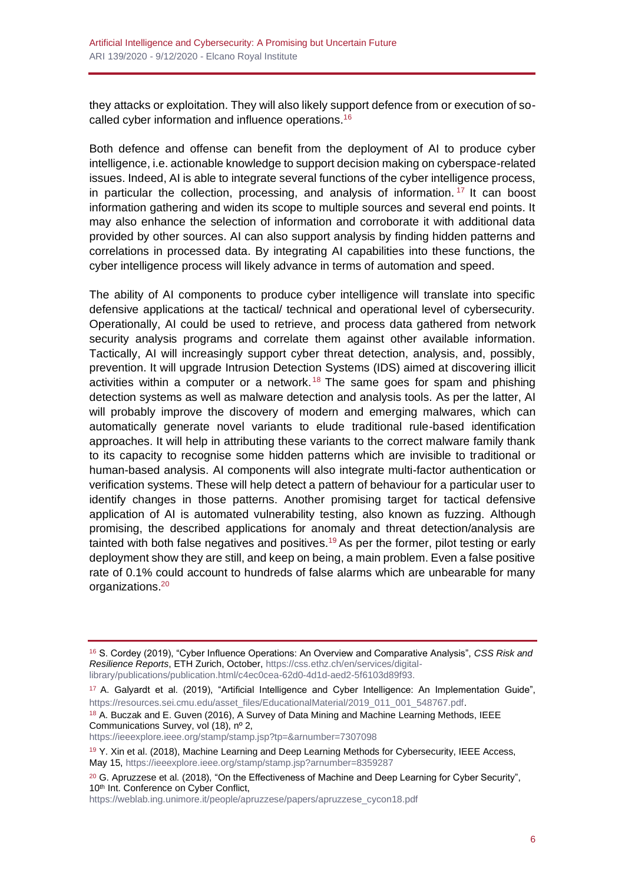they attacks or exploitation. They will also likely support defence from or execution of so-called cyber information and influence operations.[16]

Both defence and offense can benefit from the deployment of AI to produce cyber intelligence, i.e. actionable knowledge to support decision making on cyberspace-related issues. Indeed, AI is able to integrate several functions of the cyber intelligence process, in particular the collection, processing, and analysis of information.[17] It can boost information gathering and widen its scope to multiple sources and several end points. It may also enhance the selection of information and corroborate it with additional data provided by other sources. AI can also support analysis by finding hidden patterns and correlations in processed data. By integrating AI capabilities into these functions, the cyber intelligence process will likely advance in terms of automation and speed.

The ability of AI components to produce cyber intelligence will translate into specific defensive applications at the tactical/ technical and operational level of cybersecurity. Operationally, AI could be used to retrieve, and process data gathered from network security analysis programs and correlate them against other available information. Tactically, AI will increasingly support cyber threat detection, analysis, and, possibly, prevention. It will upgrade Intrusion Detection Systems (IDS) aimed at discovering illicit activities within a computer or a network.[18] The same goes for spam and phishing detection systems as well as malware detection and analysis tools. As per the latter, AI will probably improve the discovery of modern and emerging malwares, which can automatically generate novel variants to elude traditional rule-based identification approaches. It will help in attributing these variants to the correct malware family thank to its capacity to recognise some hidden patterns which are invisible to traditional or human-based analysis. AI components will also integrate multi-factor authentication or verification systems. These will help detect a pattern of behaviour for a particular user to identify changes in those patterns. Another promising target for tactical defensive application of AI is automated vulnerability testing, also known as fuzzing. Although promising, the described applications for anomaly and threat detection/analysis are tainted with both false negatives and positives.[19] As per the former, pilot testing or early deployment show they are still, and keep on being, a main problem. Even a false positive rate of 0.1% could account to hundreds of false alarms which are unbearable for many organizations.[20]

---

[16] S. Cordey (2019), "Cyber Influence Operations: An Overview and Comparative Analysis", *CSS Risk and Resilience Reports*, ETH Zurich, October, https://css.ethz.ch/en/services/digital-library/publications/publication.html/c4ec0cea-62d0-4d1d-aed2-5f6103d89f93.

[17] A. Galyardt et al. (2019), "Artificial Intelligence and Cyber Intelligence: An Implementation Guide", https://resources.sei.cmu.edu/asset_files/EducationalMaterial/2019_011_001_548767.pdf.

[18] A. Buczak and E. Guven (2016), A Survey of Data Mining and Machine Learning Methods, IEEE Communications Survey, vol (18), nº 2, https://ieeexplore.ieee.org/stamp/stamp.jsp?tp=&arnumber=7307098

[19] Y. Xin et al. (2018), Machine Learning and Deep Learning Methods for Cybersecurity, IEEE Access, May 15, https://ieeexplore.ieee.org/stamp/stamp.jsp?arnumber=8359287

[20] G. Apruzzese et al. (2018), "On the Effectiveness of Machine and Deep Learning for Cyber Security", 10th Int. Conference on Cyber Conflict, https://weblab.ing.unimore.it/people/apruzzese/papers/apruzzese_cycon18.pdf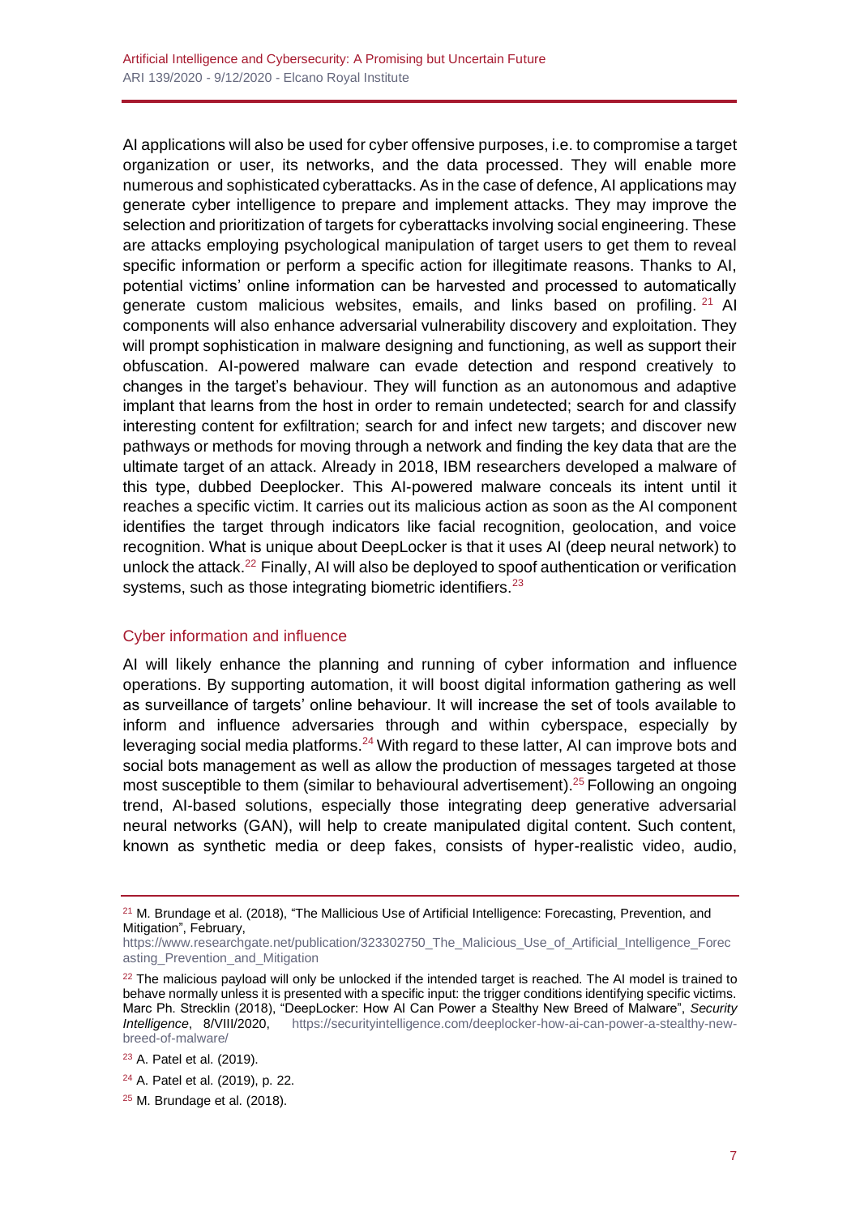AI applications will also be used for cyber offensive purposes, i.e. to compromise a target organization or user, its networks, and the data processed. They will enable more numerous and sophisticated cyberattacks. As in the case of defence, AI applications may generate cyber intelligence to prepare and implement attacks. They may improve the selection and prioritization of targets for cyberattacks involving social engineering. These are attacks employing psychological manipulation of target users to get them to reveal specific information or perform a specific action for illegitimate reasons. Thanks to AI, potential victims' online information can be harvested and processed to automatically generate custom malicious websites, emails, and links based on profiling.[21] AI components will also enhance adversarial vulnerability discovery and exploitation. They will prompt sophistication in malware designing and functioning, as well as support their obfuscation. AI-powered malware can evade detection and respond creatively to changes in the target's behaviour. They will function as an autonomous and adaptive implant that learns from the host in order to remain undetected; search for and classify interesting content for exfiltration; search for and infect new targets; and discover new pathways or methods for moving through a network and finding the key data that are the ultimate target of an attack. Already in 2018, IBM researchers developed a malware of this type, dubbed Deeplocker. This AI-powered malware conceals its intent until it reaches a specific victim. It carries out its malicious action as soon as the AI component identifies the target through indicators like facial recognition, geolocation, and voice recognition. What is unique about DeepLocker is that it uses AI (deep neural network) to unlock the attack.[22] Finally, AI will also be deployed to spoof authentication or verification systems, such as those integrating biometric identifiers.[23]

## Cyber information and influence

AI will likely enhance the planning and running of cyber information and influence operations. By supporting automation, it will boost digital information gathering as well as surveillance of targets' online behaviour. It will increase the set of tools available to inform and influence adversaries through and within cyberspace, especially by leveraging social media platforms.[24] With regard to these latter, AI can improve bots and social bots management as well as allow the production of messages targeted at those most susceptible to them (similar to behavioural advertisement).[25] Following an ongoing trend, AI-based solutions, especially those integrating deep generative adversarial neural networks (GAN), will help to create manipulated digital content. Such content, known as synthetic media or deep fakes, consists of hyper-realistic video, audio,

---

[21] M. Brundage et al. (2018), "The Mallicious Use of Artificial Intelligence: Forecasting, Prevention, and Mitigation", February, https://www.researchgate.net/publication/323302750_The_Malicious_Use_of_Artificial_Intelligence_Forecasting_Prevention_and_Mitigation

[22] The malicious payload will only be unlocked if the intended target is reached. The AI model is trained to behave normally unless it is presented with a specific input: the trigger conditions identifying specific victims. Marc Ph. Strecklin (2018), "DeepLocker: How AI Can Power a Stealthy New Breed of Malware", *Security Intelligence*, 8/VIII/2020, https://securityintelligence.com/deeplocker-how-ai-can-power-a-stealthy-new-breed-of-malware/

[23] A. Patel et al. (2019).

[24] A. Patel et al. (2019), p. 22.

[25] M. Brundage et al. (2018).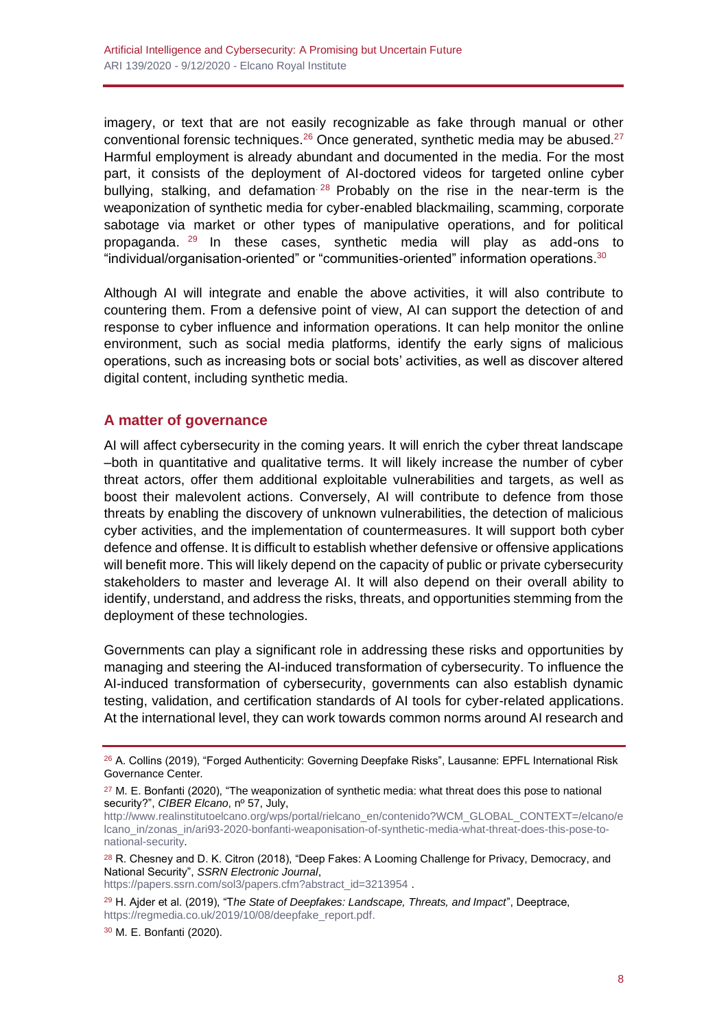imagery, or text that are not easily recognizable as fake through manual or other conventional forensic techniques.[26] Once generated, synthetic media may be abused.[27] Harmful employment is already abundant and documented in the media. For the most part, it consists of the deployment of AI-doctored videos for targeted online cyber bullying, stalking, and defamation[28] Probably on the rise in the near-term is the weaponization of synthetic media for cyber-enabled blackmailing, scamming, corporate sabotage via market or other types of manipulative operations, and for political propaganda.[29] In these cases, synthetic media will play as add-ons to "individual/organisation-oriented" or "communities-oriented" information operations.[30]

Although AI will integrate and enable the above activities, it will also contribute to countering them. From a defensive point of view, AI can support the detection of and response to cyber influence and information operations. It can help monitor the online environment, such as social media platforms, identify the early signs of malicious operations, such as increasing bots or social bots' activities, as well as discover altered digital content, including synthetic media.

## A matter of governance

AI will affect cybersecurity in the coming years. It will enrich the cyber threat landscape –both in quantitative and qualitative terms. It will likely increase the number of cyber threat actors, offer them additional exploitable vulnerabilities and targets, as well as boost their malevolent actions. Conversely, AI will contribute to defence from those threats by enabling the discovery of unknown vulnerabilities, the detection of malicious cyber activities, and the implementation of countermeasures. It will support both cyber defence and offense. It is difficult to establish whether defensive or offensive applications will benefit more. This will likely depend on the capacity of public or private cybersecurity stakeholders to master and leverage AI. It will also depend on their overall ability to identify, understand, and address the risks, threats, and opportunities stemming from the deployment of these technologies.

Governments can play a significant role in addressing these risks and opportunities by managing and steering the AI-induced transformation of cybersecurity. To influence the AI-induced transformation of cybersecurity, governments can also establish dynamic testing, validation, and certification standards of AI tools for cyber-related applications. At the international level, they can work towards common norms around AI research and

---

[26] A. Collins (2019), "Forged Authenticity: Governing Deepfake Risks", Lausanne: EPFL International Risk Governance Center.

[27] M. E. Bonfanti (2020), "The weaponization of synthetic media: what threat does this pose to national security?", *CIBER Elcano*, nº 57, July, http://www.realinstitutoelcano.org/wps/portal/rielcano_en/contenido?WCM_GLOBAL_CONTEXT=/elcano/elcano_in/zonas_in/ari93-2020-bonfanti-weaponisation-of-synthetic-media-what-threat-does-this-pose-to-national-security.

[28] R. Chesney and D. K. Citron (2018), "Deep Fakes: A Looming Challenge for Privacy, Democracy, and National Security", *SSRN Electronic Journal*, https://papers.ssrn.com/sol3/papers.cfm?abstract_id=3213954 .

[29] H. Ajder et al. (2019), "T*he State of Deepfakes: Landscape, Threats, and Impact*", Deeptrace, https://regmedia.co.uk/2019/10/08/deepfake_report.pdf.

[30] M. E. Bonfanti (2020).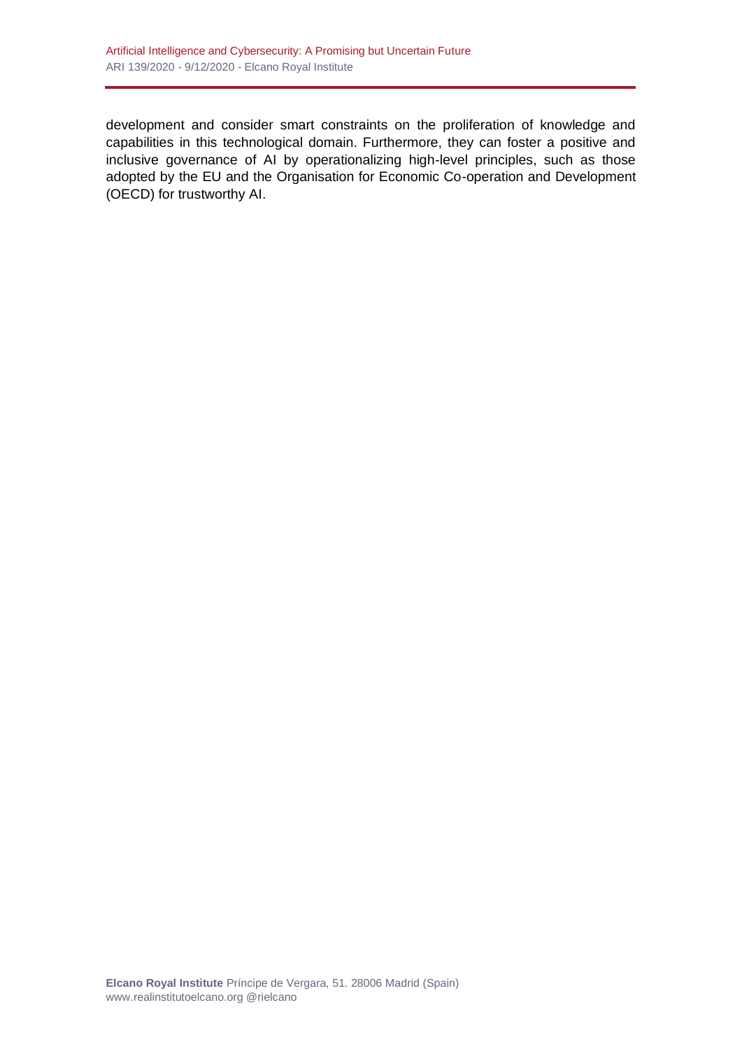development and consider smart constraints on the proliferation of knowledge and capabilities in this technological domain. Furthermore, they can foster a positive and inclusive governance of AI by operationalizing high-level principles, such as those adopted by the EU and the Organisation for Economic Co-operation and Development (OECD) for trustworthy AI.